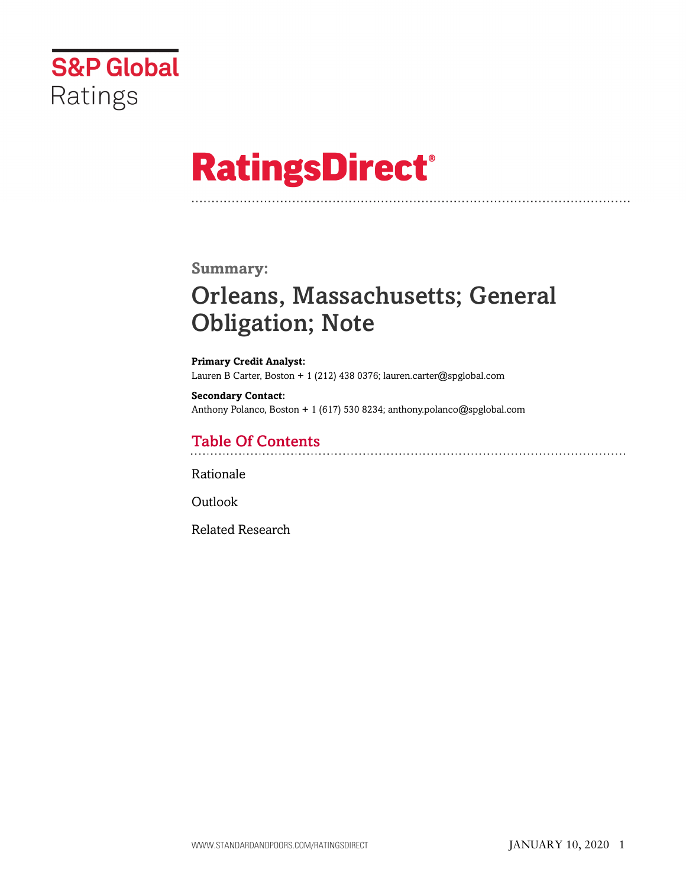S&P Global Ratings

# RatingsDirect®

## Summary:

# Orleans, Massachusetts; General Obligation; Note

**Primary Credit Analyst:**
Lauren B Carter, Boston + 1 (212) 438 0376; lauren.carter@spglobal.com

**Secondary Contact:**
Anthony Polanco, Boston + 1 (617) 530 8234; anthony.polanco@spglobal.com

## Table Of Contents

Rationale

Outlook

Related Research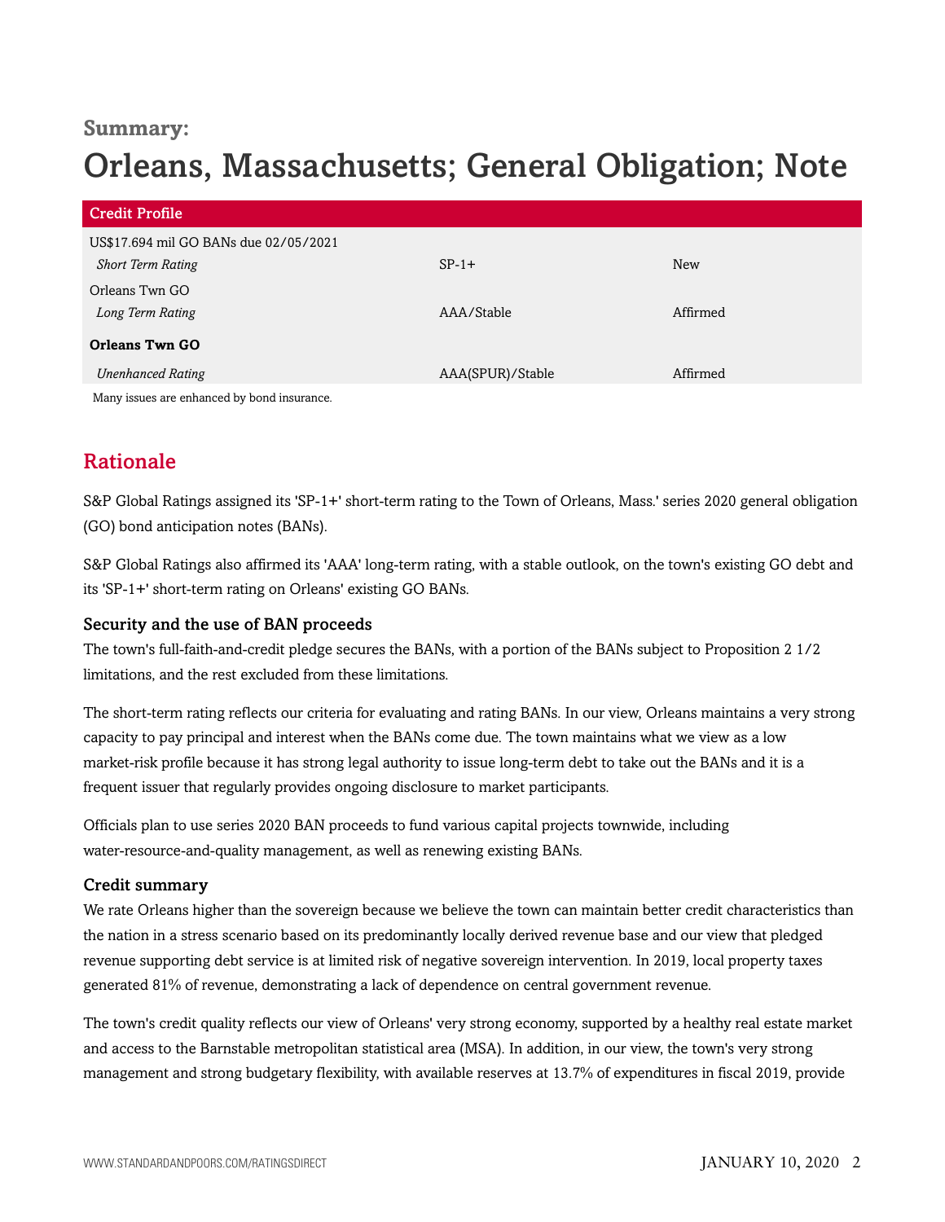**Summary:**

# Orleans, Massachusetts; General Obligation; Note

| Credit Profile | | |
|---|---|---|
| US$17.694 mil GO BANs due 02/05/2021 | | |
| *Short Term Rating* | SP-1+ | New |
| Orleans Twn GO | | |
| *Long Term Rating* | AAA/Stable | Affirmed |
| **Orleans Twn GO** | | |
| *Unenhanced Rating* | AAA(SPUR)/Stable | Affirmed |

Many issues are enhanced by bond insurance.

## Rationale

S&P Global Ratings assigned its 'SP-1+' short-term rating to the Town of Orleans, Mass.' series 2020 general obligation (GO) bond anticipation notes (BANs).

S&P Global Ratings also affirmed its 'AAA' long-term rating, with a stable outlook, on the town's existing GO debt and its 'SP-1+' short-term rating on Orleans' existing GO BANs.

### Security and the use of BAN proceeds

The town's full-faith-and-credit pledge secures the BANs, with a portion of the BANs subject to Proposition 2 1/2 limitations, and the rest excluded from these limitations.

The short-term rating reflects our criteria for evaluating and rating BANs. In our view, Orleans maintains a very strong capacity to pay principal and interest when the BANs come due. The town maintains what we view as a low market-risk profile because it has strong legal authority to issue long-term debt to take out the BANs and it is a frequent issuer that regularly provides ongoing disclosure to market participants.

Officials plan to use series 2020 BAN proceeds to fund various capital projects townwide, including water-resource-and-quality management, as well as renewing existing BANs.

### Credit summary

We rate Orleans higher than the sovereign because we believe the town can maintain better credit characteristics than the nation in a stress scenario based on its predominantly locally derived revenue base and our view that pledged revenue supporting debt service is at limited risk of negative sovereign intervention. In 2019, local property taxes generated 81% of revenue, demonstrating a lack of dependence on central government revenue.

The town's credit quality reflects our view of Orleans' very strong economy, supported by a healthy real estate market and access to the Barnstable metropolitan statistical area (MSA). In addition, in our view, the town's very strong management and strong budgetary flexibility, with available reserves at 13.7% of expenditures in fiscal 2019, provide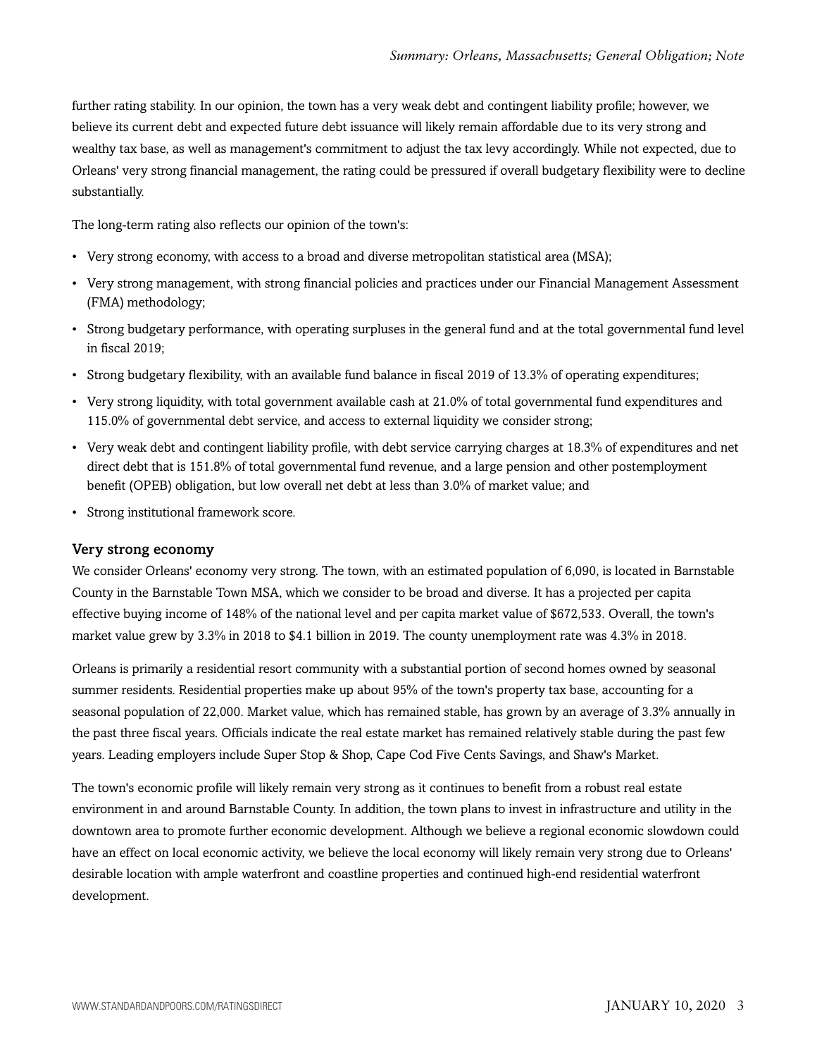further rating stability. In our opinion, the town has a very weak debt and contingent liability profile; however, we believe its current debt and expected future debt issuance will likely remain affordable due to its very strong and wealthy tax base, as well as management's commitment to adjust the tax levy accordingly. While not expected, due to Orleans' very strong financial management, the rating could be pressured if overall budgetary flexibility were to decline substantially.

The long-term rating also reflects our opinion of the town's:

- Very strong economy, with access to a broad and diverse metropolitan statistical area (MSA);
- Very strong management, with strong financial policies and practices under our Financial Management Assessment (FMA) methodology;
- Strong budgetary performance, with operating surpluses in the general fund and at the total governmental fund level in fiscal 2019;
- Strong budgetary flexibility, with an available fund balance in fiscal 2019 of 13.3% of operating expenditures;
- Very strong liquidity, with total government available cash at 21.0% of total governmental fund expenditures and 115.0% of governmental debt service, and access to external liquidity we consider strong;
- Very weak debt and contingent liability profile, with debt service carrying charges at 18.3% of expenditures and net direct debt that is 151.8% of total governmental fund revenue, and a large pension and other postemployment benefit (OPEB) obligation, but low overall net debt at less than 3.0% of market value; and
- Strong institutional framework score.

### Very strong economy

We consider Orleans' economy very strong. The town, with an estimated population of 6,090, is located in Barnstable County in the Barnstable Town MSA, which we consider to be broad and diverse. It has a projected per capita effective buying income of 148% of the national level and per capita market value of $672,533. Overall, the town's market value grew by 3.3% in 2018 to $4.1 billion in 2019. The county unemployment rate was 4.3% in 2018.

Orleans is primarily a residential resort community with a substantial portion of second homes owned by seasonal summer residents. Residential properties make up about 95% of the town's property tax base, accounting for a seasonal population of 22,000. Market value, which has remained stable, has grown by an average of 3.3% annually in the past three fiscal years. Officials indicate the real estate market has remained relatively stable during the past few years. Leading employers include Super Stop & Shop, Cape Cod Five Cents Savings, and Shaw's Market.

The town's economic profile will likely remain very strong as it continues to benefit from a robust real estate environment in and around Barnstable County. In addition, the town plans to invest in infrastructure and utility in the downtown area to promote further economic development. Although we believe a regional economic slowdown could have an effect on local economic activity, we believe the local economy will likely remain very strong due to Orleans' desirable location with ample waterfront and coastline properties and continued high-end residential waterfront development.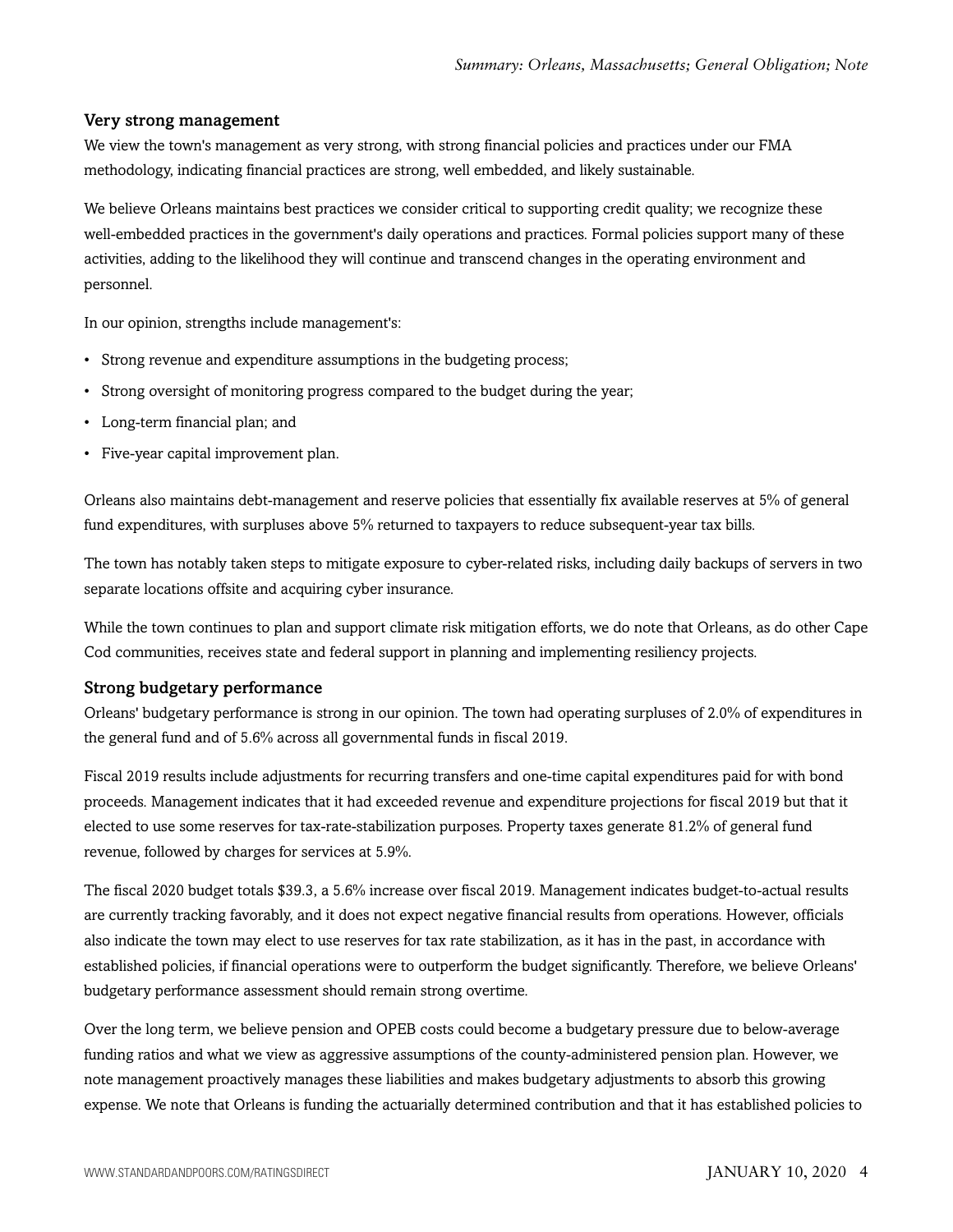### Very strong management

We view the town's management as very strong, with strong financial policies and practices under our FMA methodology, indicating financial practices are strong, well embedded, and likely sustainable.

We believe Orleans maintains best practices we consider critical to supporting credit quality; we recognize these well-embedded practices in the government's daily operations and practices. Formal policies support many of these activities, adding to the likelihood they will continue and transcend changes in the operating environment and personnel.

In our opinion, strengths include management's:

- Strong revenue and expenditure assumptions in the budgeting process;
- Strong oversight of monitoring progress compared to the budget during the year;
- Long-term financial plan; and
- Five-year capital improvement plan.

Orleans also maintains debt-management and reserve policies that essentially fix available reserves at 5% of general fund expenditures, with surpluses above 5% returned to taxpayers to reduce subsequent-year tax bills.

The town has notably taken steps to mitigate exposure to cyber-related risks, including daily backups of servers in two separate locations offsite and acquiring cyber insurance.

While the town continues to plan and support climate risk mitigation efforts, we do note that Orleans, as do other Cape Cod communities, receives state and federal support in planning and implementing resiliency projects.

### Strong budgetary performance

Orleans' budgetary performance is strong in our opinion. The town had operating surpluses of 2.0% of expenditures in the general fund and of 5.6% across all governmental funds in fiscal 2019.

Fiscal 2019 results include adjustments for recurring transfers and one-time capital expenditures paid for with bond proceeds. Management indicates that it had exceeded revenue and expenditure projections for fiscal 2019 but that it elected to use some reserves for tax-rate-stabilization purposes. Property taxes generate 81.2% of general fund revenue, followed by charges for services at 5.9%.

The fiscal 2020 budget totals $39.3, a 5.6% increase over fiscal 2019. Management indicates budget-to-actual results are currently tracking favorably, and it does not expect negative financial results from operations. However, officials also indicate the town may elect to use reserves for tax rate stabilization, as it has in the past, in accordance with established policies, if financial operations were to outperform the budget significantly. Therefore, we believe Orleans' budgetary performance assessment should remain strong overtime.

Over the long term, we believe pension and OPEB costs could become a budgetary pressure due to below-average funding ratios and what we view as aggressive assumptions of the county-administered pension plan. However, we note management proactively manages these liabilities and makes budgetary adjustments to absorb this growing expense. We note that Orleans is funding the actuarially determined contribution and that it has established policies to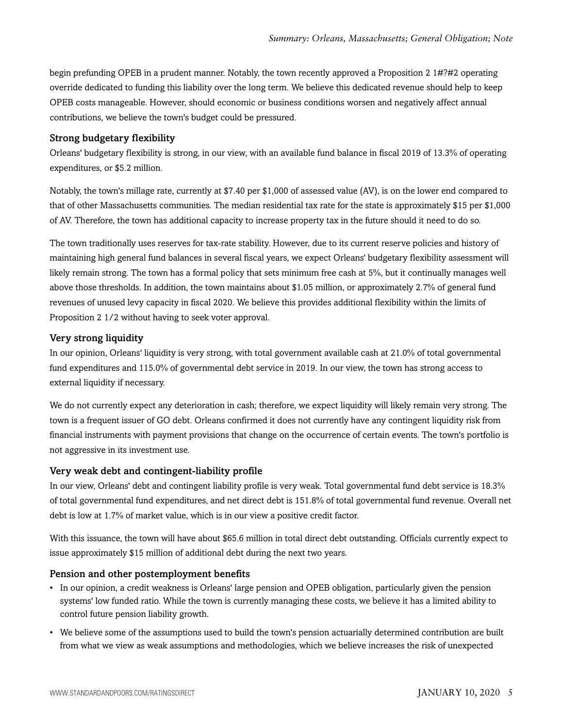begin prefunding OPEB in a prudent manner. Notably, the town recently approved a Proposition 2 1#?#2 operating override dedicated to funding this liability over the long term. We believe this dedicated revenue should help to keep OPEB costs manageable. However, should economic or business conditions worsen and negatively affect annual contributions, we believe the town's budget could be pressured.

### Strong budgetary flexibility

Orleans' budgetary flexibility is strong, in our view, with an available fund balance in fiscal 2019 of 13.3% of operating expenditures, or $5.2 million.

Notably, the town's millage rate, currently at $7.40 per $1,000 of assessed value (AV), is on the lower end compared to that of other Massachusetts communities. The median residential tax rate for the state is approximately $15 per $1,000 of AV. Therefore, the town has additional capacity to increase property tax in the future should it need to do so.

The town traditionally uses reserves for tax-rate stability. However, due to its current reserve policies and history of maintaining high general fund balances in several fiscal years, we expect Orleans' budgetary flexibility assessment will likely remain strong. The town has a formal policy that sets minimum free cash at 5%, but it continually manages well above those thresholds. In addition, the town maintains about $1.05 million, or approximately 2.7% of general fund revenues of unused levy capacity in fiscal 2020. We believe this provides additional flexibility within the limits of Proposition 2 1/2 without having to seek voter approval.

### Very strong liquidity

In our opinion, Orleans' liquidity is very strong, with total government available cash at 21.0% of total governmental fund expenditures and 115.0% of governmental debt service in 2019. In our view, the town has strong access to external liquidity if necessary.

We do not currently expect any deterioration in cash; therefore, we expect liquidity will likely remain very strong. The town is a frequent issuer of GO debt. Orleans confirmed it does not currently have any contingent liquidity risk from financial instruments with payment provisions that change on the occurrence of certain events. The town's portfolio is not aggressive in its investment use.

### Very weak debt and contingent-liability profile

In our view, Orleans' debt and contingent liability profile is very weak. Total governmental fund debt service is 18.3% of total governmental fund expenditures, and net direct debt is 151.8% of total governmental fund revenue. Overall net debt is low at 1.7% of market value, which is in our view a positive credit factor.

With this issuance, the town will have about $65.6 million in total direct debt outstanding. Officials currently expect to issue approximately $15 million of additional debt during the next two years.

### Pension and other postemployment benefits

- In our opinion, a credit weakness is Orleans' large pension and OPEB obligation, particularly given the pension systems' low funded ratio. While the town is currently managing these costs, we believe it has a limited ability to control future pension liability growth.
- We believe some of the assumptions used to build the town's pension actuarially determined contribution are built from what we view as weak assumptions and methodologies, which we believe increases the risk of unexpected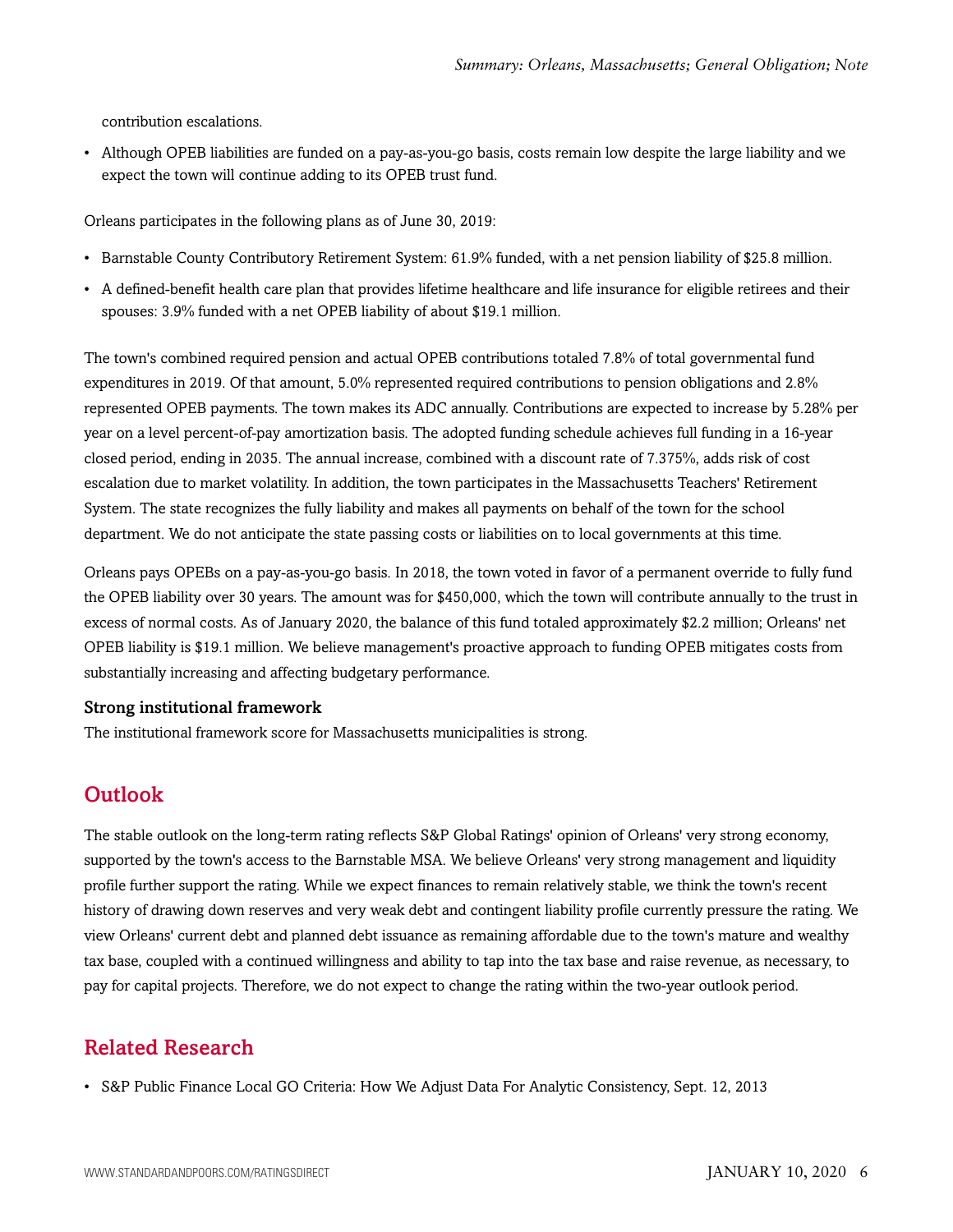contribution escalations.

- Although OPEB liabilities are funded on a pay-as-you-go basis, costs remain low despite the large liability and we expect the town will continue adding to its OPEB trust fund.

Orleans participates in the following plans as of June 30, 2019:

- Barnstable County Contributory Retirement System: 61.9% funded, with a net pension liability of $25.8 million.
- A defined-benefit health care plan that provides lifetime healthcare and life insurance for eligible retirees and their spouses: 3.9% funded with a net OPEB liability of about $19.1 million.

The town's combined required pension and actual OPEB contributions totaled 7.8% of total governmental fund expenditures in 2019. Of that amount, 5.0% represented required contributions to pension obligations and 2.8% represented OPEB payments. The town makes its ADC annually. Contributions are expected to increase by 5.28% per year on a level percent-of-pay amortization basis. The adopted funding schedule achieves full funding in a 16-year closed period, ending in 2035. The annual increase, combined with a discount rate of 7.375%, adds risk of cost escalation due to market volatility. In addition, the town participates in the Massachusetts Teachers' Retirement System. The state recognizes the fully liability and makes all payments on behalf of the town for the school department. We do not anticipate the state passing costs or liabilities on to local governments at this time.

Orleans pays OPEBs on a pay-as-you-go basis. In 2018, the town voted in favor of a permanent override to fully fund the OPEB liability over 30 years. The amount was for $450,000, which the town will contribute annually to the trust in excess of normal costs. As of January 2020, the balance of this fund totaled approximately $2.2 million; Orleans' net OPEB liability is $19.1 million. We believe management's proactive approach to funding OPEB mitigates costs from substantially increasing and affecting budgetary performance.

### Strong institutional framework

The institutional framework score for Massachusetts municipalities is strong.

## Outlook

The stable outlook on the long-term rating reflects S&P Global Ratings' opinion of Orleans' very strong economy, supported by the town's access to the Barnstable MSA. We believe Orleans' very strong management and liquidity profile further support the rating. While we expect finances to remain relatively stable, we think the town's recent history of drawing down reserves and very weak debt and contingent liability profile currently pressure the rating. We view Orleans' current debt and planned debt issuance as remaining affordable due to the town's mature and wealthy tax base, coupled with a continued willingness and ability to tap into the tax base and raise revenue, as necessary, to pay for capital projects. Therefore, we do not expect to change the rating within the two-year outlook period.

## Related Research

- S&P Public Finance Local GO Criteria: How We Adjust Data For Analytic Consistency, Sept. 12, 2013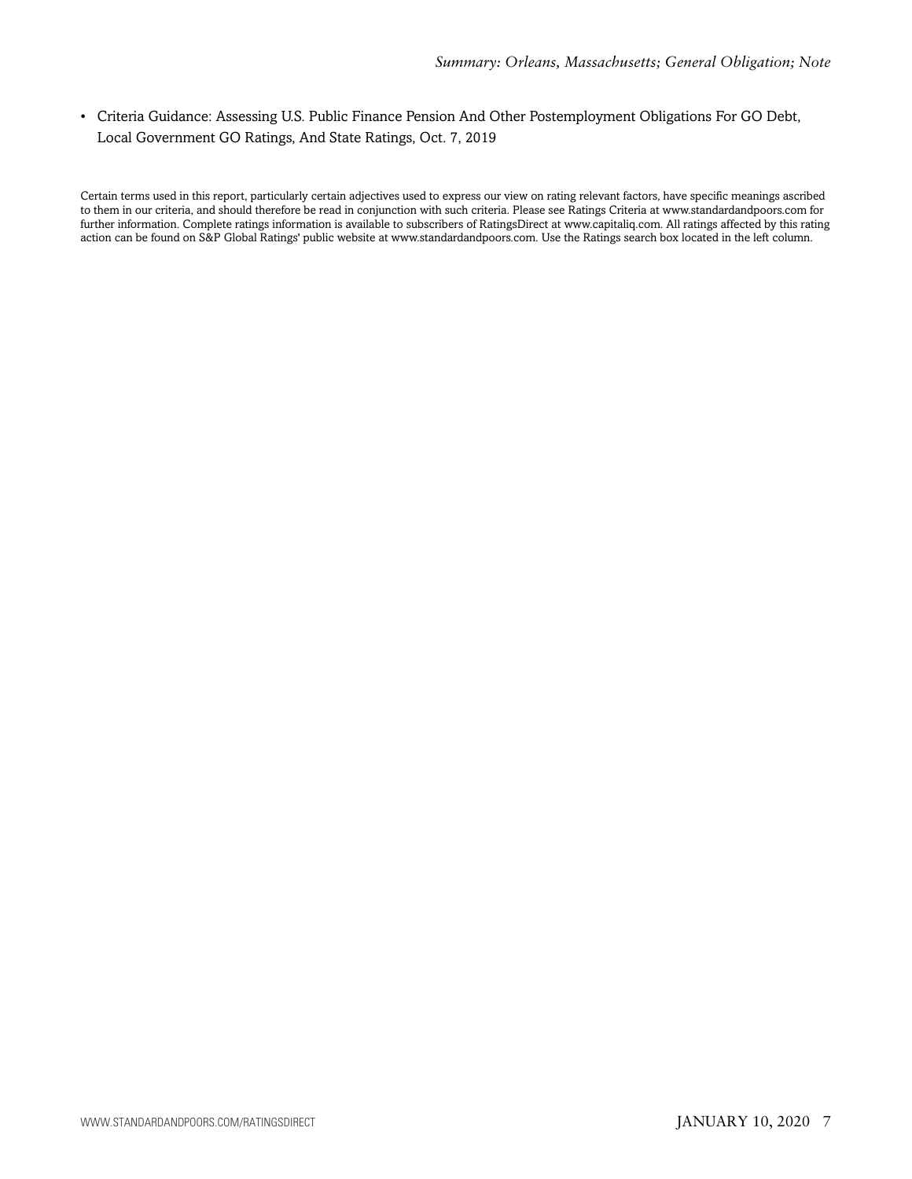- Criteria Guidance: Assessing U.S. Public Finance Pension And Other Postemployment Obligations For GO Debt, Local Government GO Ratings, And State Ratings, Oct. 7, 2019

Certain terms used in this report, particularly certain adjectives used to express our view on rating relevant factors, have specific meanings ascribed to them in our criteria, and should therefore be read in conjunction with such criteria. Please see Ratings Criteria at www.standardandpoors.com for further information. Complete ratings information is available to subscribers of RatingsDirect at www.capitaliq.com. All ratings affected by this rating action can be found on S&P Global Ratings' public website at www.standardandpoors.com. Use the Ratings search box located in the left column.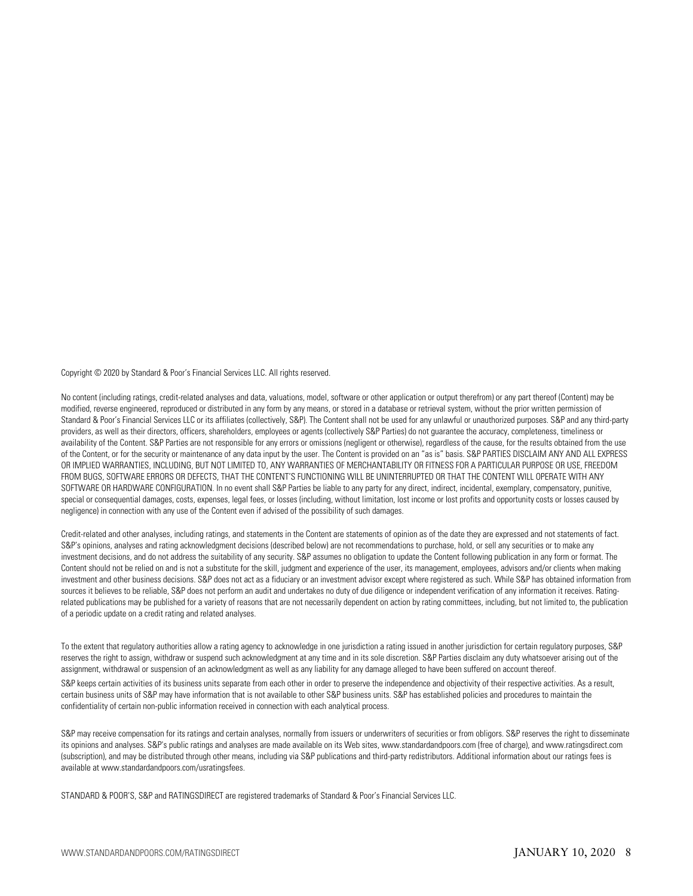Copyright © 2020 by Standard & Poor's Financial Services LLC. All rights reserved.

No content (including ratings, credit-related analyses and data, valuations, model, software or other application or output therefrom) or any part thereof (Content) may be modified, reverse engineered, reproduced or distributed in any form by any means, or stored in a database or retrieval system, without the prior written permission of Standard & Poor's Financial Services LLC or its affiliates (collectively, S&P). The Content shall not be used for any unlawful or unauthorized purposes. S&P and any third-party providers, as well as their directors, officers, shareholders, employees or agents (collectively S&P Parties) do not guarantee the accuracy, completeness, timeliness or availability of the Content. S&P Parties are not responsible for any errors or omissions (negligent or otherwise), regardless of the cause, for the results obtained from the use of the Content, or for the security or maintenance of any data input by the user. The Content is provided on an "as is" basis. S&P PARTIES DISCLAIM ANY AND ALL EXPRESS OR IMPLIED WARRANTIES, INCLUDING, BUT NOT LIMITED TO, ANY WARRANTIES OF MERCHANTABILITY OR FITNESS FOR A PARTICULAR PURPOSE OR USE, FREEDOM FROM BUGS, SOFTWARE ERRORS OR DEFECTS, THAT THE CONTENT'S FUNCTIONING WILL BE UNINTERRUPTED OR THAT THE CONTENT WILL OPERATE WITH ANY SOFTWARE OR HARDWARE CONFIGURATION. In no event shall S&P Parties be liable to any party for any direct, indirect, incidental, exemplary, compensatory, punitive, special or consequential damages, costs, expenses, legal fees, or losses (including, without limitation, lost income or lost profits and opportunity costs or losses caused by negligence) in connection with any use of the Content even if advised of the possibility of such damages.

Credit-related and other analyses, including ratings, and statements in the Content are statements of opinion as of the date they are expressed and not statements of fact. S&P's opinions, analyses and rating acknowledgment decisions (described below) are not recommendations to purchase, hold, or sell any securities or to make any investment decisions, and do not address the suitability of any security. S&P assumes no obligation to update the Content following publication in any form or format. The Content should not be relied on and is not a substitute for the skill, judgment and experience of the user, its management, employees, advisors and/or clients when making investment and other business decisions. S&P does not act as a fiduciary or an investment advisor except where registered as such. While S&P has obtained information from sources it believes to be reliable, S&P does not perform an audit and undertakes no duty of due diligence or independent verification of any information it receives. Rating-related publications may be published for a variety of reasons that are not necessarily dependent on action by rating committees, including, but not limited to, the publication of a periodic update on a credit rating and related analyses.

To the extent that regulatory authorities allow a rating agency to acknowledge in one jurisdiction a rating issued in another jurisdiction for certain regulatory purposes, S&P reserves the right to assign, withdraw or suspend such acknowledgment at any time and in its sole discretion. S&P Parties disclaim any duty whatsoever arising out of the assignment, withdrawal or suspension of an acknowledgment as well as any liability for any damage alleged to have been suffered on account thereof.

S&P keeps certain activities of its business units separate from each other in order to preserve the independence and objectivity of their respective activities. As a result, certain business units of S&P may have information that is not available to other S&P business units. S&P has established policies and procedures to maintain the confidentiality of certain non-public information received in connection with each analytical process.

S&P may receive compensation for its ratings and certain analyses, normally from issuers or underwriters of securities or from obligors. S&P reserves the right to disseminate its opinions and analyses. S&P's public ratings and analyses are made available on its Web sites, www.standardandpoors.com (free of charge), and www.ratingsdirect.com (subscription), and may be distributed through other means, including via S&P publications and third-party redistributors. Additional information about our ratings fees is available at www.standardandpoors.com/usratingsfees.

STANDARD & POOR'S, S&P and RATINGSDIRECT are registered trademarks of Standard & Poor's Financial Services LLC.